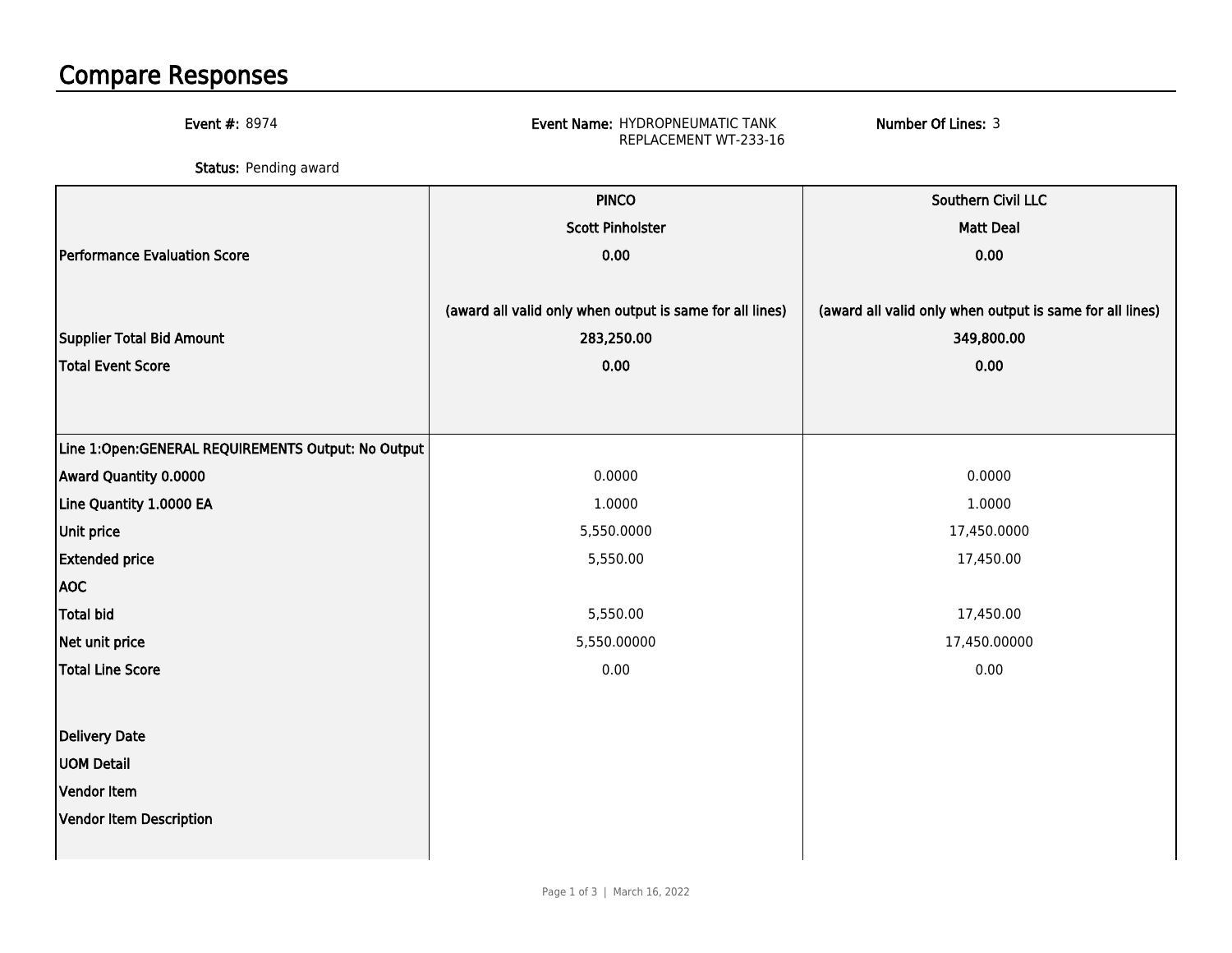# Compare Responses

**Event #:** 8974

**Event Name:** HYDROPNEUMATIC TANK REPLACEMENT WT-233-16

**Number Of Lines:** 3

**Status:** Pending award

| | PINCO | Southern Civil LLC |
|---|---|---|
| | Scott Pinholster | Matt Deal |
| Performance Evaluation Score | 0.00 | 0.00 |
| | (award all valid only when output is same for all lines) | (award all valid only when output is same for all lines) |
| Supplier Total Bid Amount | 283,250.00 | 349,800.00 |
| Total Event Score | 0.00 | 0.00 |
| Line 1:Open:GENERAL REQUIREMENTS Output: No Output | | |
| Award Quantity 0.0000 | 0.0000 | 0.0000 |
| Line Quantity 1.0000 EA | 1.0000 | 1.0000 |
| Unit price | 5,550.0000 | 17,450.0000 |
| Extended price | 5,550.00 | 17,450.00 |
| AOC | | |
| Total bid | 5,550.00 | 17,450.00 |
| Net unit price | 5,550.00000 | 17,450.00000 |
| Total Line Score | 0.00 | 0.00 |
| Delivery Date | | |
| UOM Detail | | |
| Vendor Item | | |
| Vendor Item Description | | |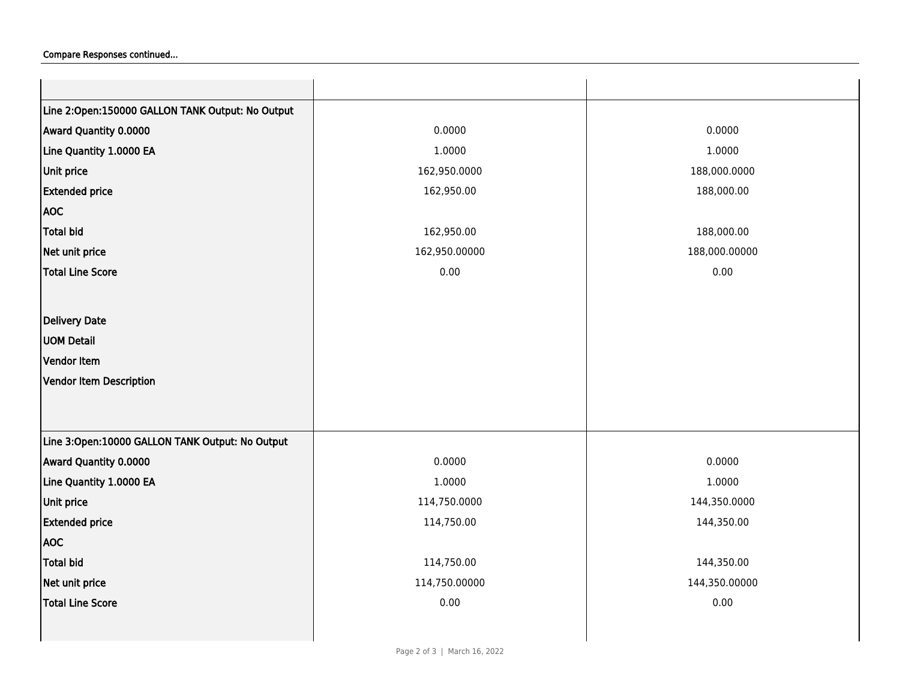Compare Responses continued...

| | | |
|---|---|---|
| **Line 2:Open:150000 GALLON TANK Output: No Output** | | |
| **Award Quantity 0.0000** | 0.0000 | 0.0000 |
| **Line Quantity 1.0000 EA** | 1.0000 | 1.0000 |
| **Unit price** | 162,950.0000 | 188,000.0000 |
| **Extended price** | 162,950.00 | 188,000.00 |
| **AOC** | | |
| **Total bid** | 162,950.00 | 188,000.00 |
| **Net unit price** | 162,950.00000 | 188,000.00000 |
| **Total Line Score** | 0.00 | 0.00 |
| **Delivery Date** | | |
| **UOM Detail** | | |
| **Vendor Item** | | |
| **Vendor Item Description** | | |
| **Line 3:Open:10000 GALLON TANK Output: No Output** | | |
| **Award Quantity 0.0000** | 0.0000 | 0.0000 |
| **Line Quantity 1.0000 EA** | 1.0000 | 1.0000 |
| **Unit price** | 114,750.0000 | 144,350.0000 |
| **Extended price** | 114,750.00 | 144,350.00 |
| **AOC** | | |
| **Total bid** | 114,750.00 | 144,350.00 |
| **Net unit price** | 114,750.00000 | 144,350.00000 |
| **Total Line Score** | 0.00 | 0.00 |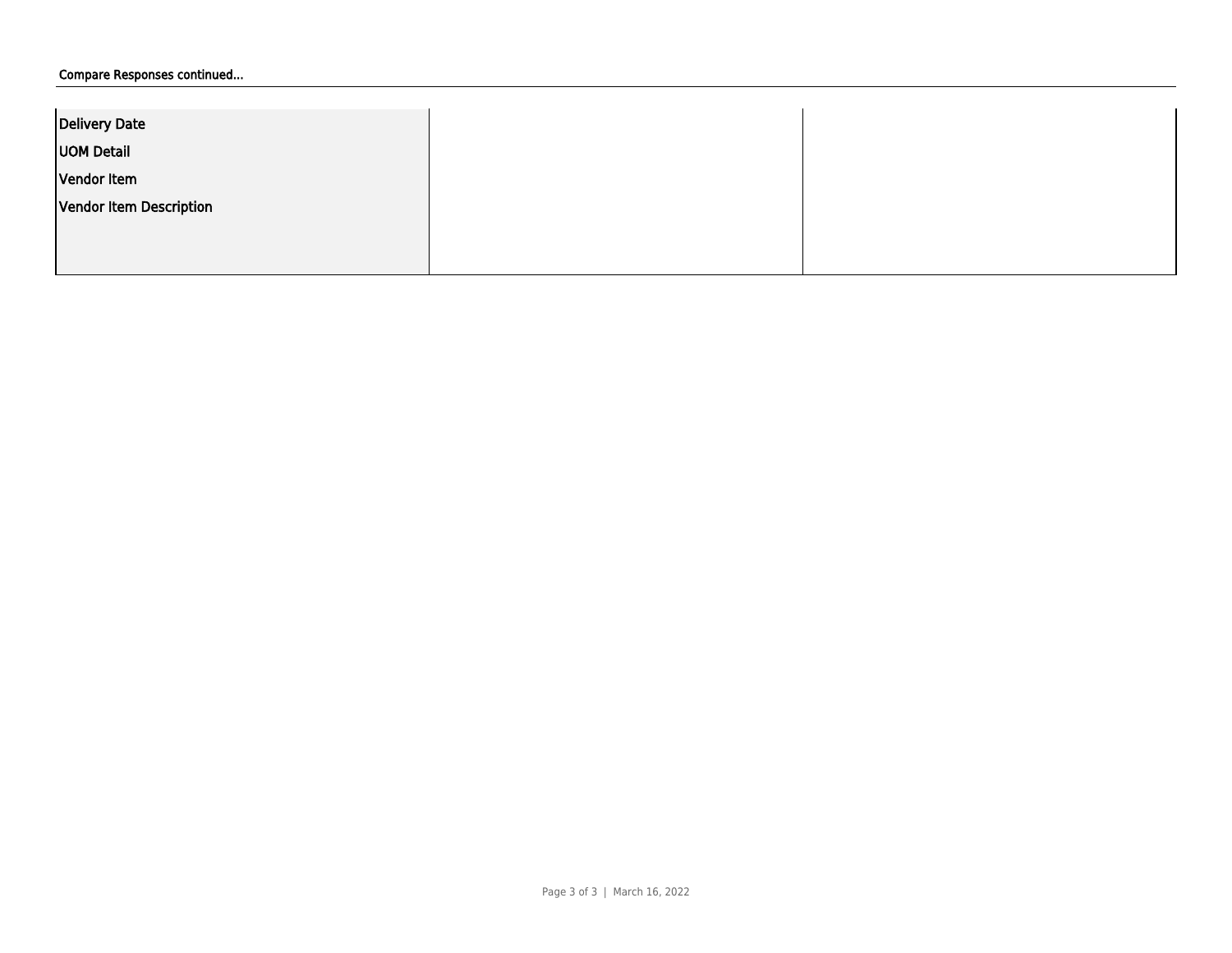Compare Responses continued...

| | | |
|---|---|---|
| Delivery Date | | |
| UOM Detail | | |
| Vendor Item | | |
| Vendor Item Description | | |